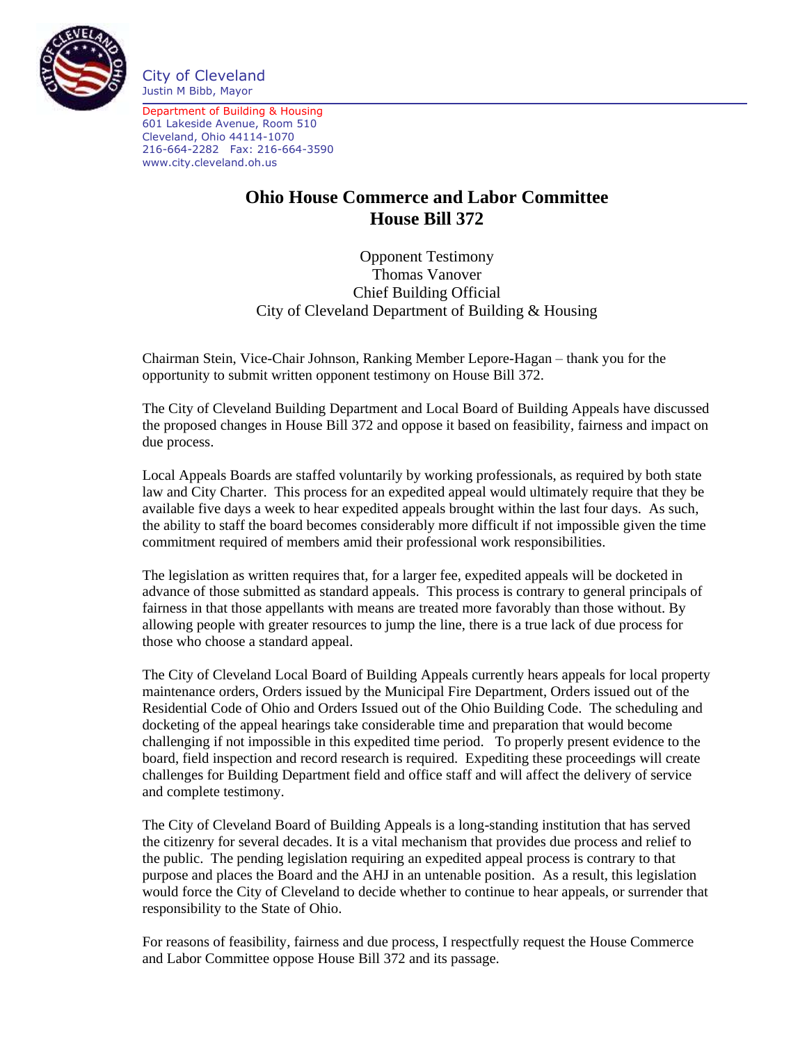City of Cleveland
Justin M Bibb, Mayor

Department of Building & Housing
601 Lakeside Avenue, Room 510
Cleveland, Ohio 44114-1070
216-664-2282 Fax: 216-664-3590
www.city.cleveland.oh.us

# Ohio House Commerce and Labor Committee
# House Bill 372

Opponent Testimony
Thomas Vanover
Chief Building Official
City of Cleveland Department of Building & Housing

Chairman Stein, Vice-Chair Johnson, Ranking Member Lepore-Hagan – thank you for the opportunity to submit written opponent testimony on House Bill 372.

The City of Cleveland Building Department and Local Board of Building Appeals have discussed the proposed changes in House Bill 372 and oppose it based on feasibility, fairness and impact on due process.

Local Appeals Boards are staffed voluntarily by working professionals, as required by both state law and City Charter. This process for an expedited appeal would ultimately require that they be available five days a week to hear expedited appeals brought within the last four days. As such, the ability to staff the board becomes considerably more difficult if not impossible given the time commitment required of members amid their professional work responsibilities.

The legislation as written requires that, for a larger fee, expedited appeals will be docketed in advance of those submitted as standard appeals. This process is contrary to general principals of fairness in that those appellants with means are treated more favorably than those without. By allowing people with greater resources to jump the line, there is a true lack of due process for those who choose a standard appeal.

The City of Cleveland Local Board of Building Appeals currently hears appeals for local property maintenance orders, Orders issued by the Municipal Fire Department, Orders issued out of the Residential Code of Ohio and Orders Issued out of the Ohio Building Code. The scheduling and docketing of the appeal hearings take considerable time and preparation that would become challenging if not impossible in this expedited time period. To properly present evidence to the board, field inspection and record research is required. Expediting these proceedings will create challenges for Building Department field and office staff and will affect the delivery of service and complete testimony.

The City of Cleveland Board of Building Appeals is a long-standing institution that has served the citizenry for several decades. It is a vital mechanism that provides due process and relief to the public. The pending legislation requiring an expedited appeal process is contrary to that purpose and places the Board and the AHJ in an untenable position. As a result, this legislation would force the City of Cleveland to decide whether to continue to hear appeals, or surrender that responsibility to the State of Ohio.

For reasons of feasibility, fairness and due process, I respectfully request the House Commerce and Labor Committee oppose House Bill 372 and its passage.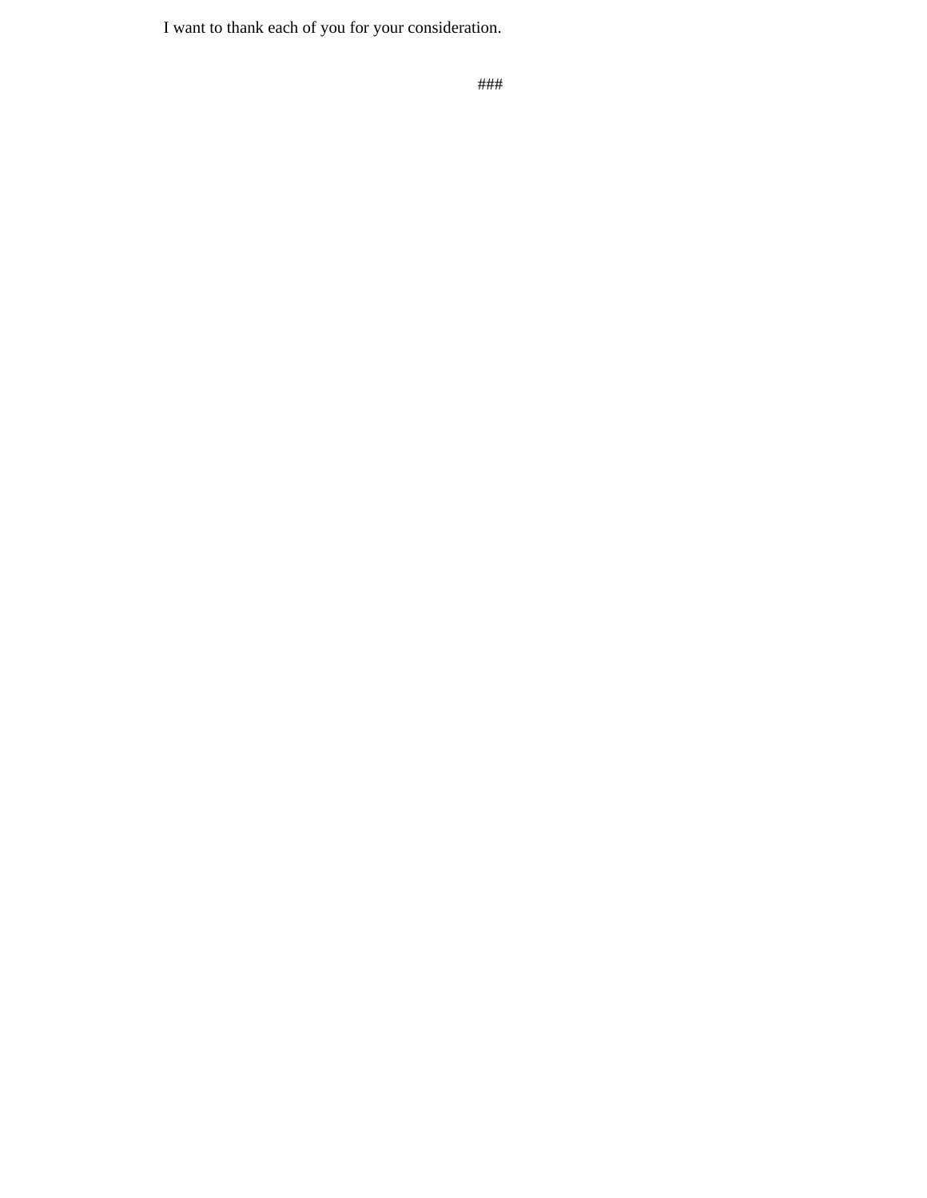I want to thank each of you for your consideration.

###